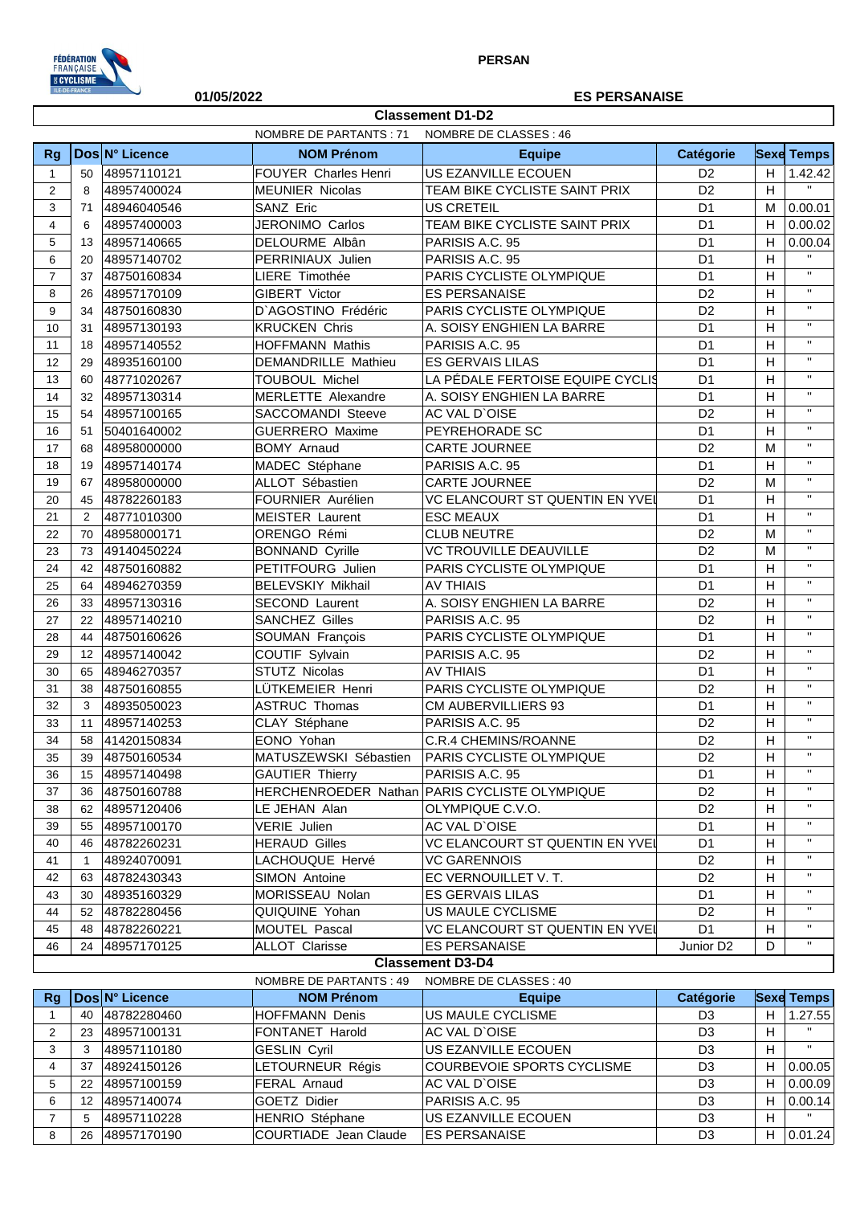PERSAN

01/05/2022

ES PERSANAISE

## Classement D1-D2

NOMBRE DE PARTANTS : 71 NOMBRE DE CLASSES : 46

| Rg | Dos | N° Licence | NOM Prénom | Equipe | Catégorie | Sexe | Temps |
|---|---|---|---|---|---|---|---|
| 1 | 50 | 48957110121 | FOUYER Charles Henri | US EZANVILLE ECOUEN | D2 | H | 1.42.42 |
| 2 | 8 | 48957400024 | MEUNIER Nicolas | TEAM BIKE CYCLISTE SAINT PRIX | D2 | H | " |
| 3 | 71 | 48946040546 | SANZ Eric | US CRETEIL | D1 | M | 0.00.01 |
| 4 | 6 | 48957400003 | JERONIMO Carlos | TEAM BIKE CYCLISTE SAINT PRIX | D1 | H | 0.00.02 |
| 5 | 13 | 48957140665 | DELOURME Albân | PARISIS A.C. 95 | D1 | H | 0.00.04 |
| 6 | 20 | 48957140702 | PERRINIAUX Julien | PARISIS A.C. 95 | D1 | H | " |
| 7 | 37 | 48750160834 | LIERE Timothée | PARIS CYCLISTE OLYMPIQUE | D1 | H | " |
| 8 | 26 | 48957170109 | GIBERT Victor | ES PERSANAISE | D2 | H | " |
| 9 | 34 | 48750160830 | D`AGOSTINO Frédéric | PARIS CYCLISTE OLYMPIQUE | D2 | H | " |
| 10 | 31 | 48957130193 | KRUCKEN Chris | A. SOISY ENGHIEN LA BARRE | D1 | H | " |
| 11 | 18 | 48957140552 | HOFFMANN Mathis | PARISIS A.C. 95 | D1 | H | " |
| 12 | 29 | 48935160100 | DEMANDRILLE Mathieu | ES GERVAIS LILAS | D1 | H | " |
| 13 | 60 | 48771020267 | TOUBOUL Michel | LA PÉDALE FERTOISE EQUIPE CYCLIS | D1 | H | " |
| 14 | 32 | 48957130314 | MERLETTE Alexandre | A. SOISY ENGHIEN LA BARRE | D1 | H | " |
| 15 | 54 | 48957100165 | SACCOMANDI Steeve | AC VAL D`OISE | D2 | H | " |
| 16 | 51 | 50401640002 | GUERRERO Maxime | PEYREHORADE SC | D1 | H | " |
| 17 | 68 | 48958000000 | BOMY Arnaud | CARTE JOURNEE | D2 | M | " |
| 18 | 19 | 48957140174 | MADEC Stéphane | PARISIS A.C. 95 | D1 | H | " |
| 19 | 67 | 48958000000 | ALLOT Sébastien | CARTE JOURNEE | D2 | M | " |
| 20 | 45 | 48782260183 | FOURNIER Aurélien | VC ELANCOURT ST QUENTIN EN YVEI | D1 | H | " |
| 21 | 2 | 48771010300 | MEISTER Laurent | ESC MEAUX | D1 | H | " |
| 22 | 70 | 48958000171 | ORENGO Rémi | CLUB NEUTRE | D2 | M | " |
| 23 | 73 | 49140450224 | BONNAND Cyrille | VC TROUVILLE DEAUVILLE | D2 | M | " |
| 24 | 42 | 48750160882 | PETITFOURG Julien | PARIS CYCLISTE OLYMPIQUE | D1 | H | " |
| 25 | 64 | 48946270359 | BELEVSKIY Mikhail | AV THIAIS | D1 | H | " |
| 26 | 33 | 48957130316 | SECOND Laurent | A. SOISY ENGHIEN LA BARRE | D2 | H | " |
| 27 | 22 | 48957140210 | SANCHEZ Gilles | PARISIS A.C. 95 | D2 | H | " |
| 28 | 44 | 48750160626 | SOUMAN François | PARIS CYCLISTE OLYMPIQUE | D1 | H | " |
| 29 | 12 | 48957140042 | COUTIF Sylvain | PARISIS A.C. 95 | D2 | H | " |
| 30 | 65 | 48946270357 | STUTZ Nicolas | AV THIAIS | D1 | H | " |
| 31 | 38 | 48750160855 | LÜTKEMEIER Henri | PARIS CYCLISTE OLYMPIQUE | D2 | H | " |
| 32 | 3 | 48935050023 | ASTRUC Thomas | CM AUBERVILLIERS 93 | D1 | H | " |
| 33 | 11 | 48957140253 | CLAY Stéphane | PARISIS A.C. 95 | D2 | H | " |
| 34 | 58 | 41420150834 | EONO Yohan | C.R.4 CHEMINS/ROANNE | D2 | H | " |
| 35 | 39 | 48750160534 | MATUSZEWSKI Sébastien | PARIS CYCLISTE OLYMPIQUE | D2 | H | " |
| 36 | 15 | 48957140498 | GAUTIER Thierry | PARISIS A.C. 95 | D1 | H | " |
| 37 | 36 | 48750160788 | HERCHENROEDER Nathan | PARIS CYCLISTE OLYMPIQUE | D2 | H | " |
| 38 | 62 | 48957120406 | LE JEHAN Alan | OLYMPIQUE C.V.O. | D2 | H | " |
| 39 | 55 | 48957100170 | VERIE Julien | AC VAL D`OISE | D1 | H | " |
| 40 | 46 | 48782260231 | HERAUD Gilles | VC ELANCOURT ST QUENTIN EN YVEI | D1 | H | " |
| 41 | 1 | 48924070091 | LACHOUQUE Hervé | VC GARENNOIS | D2 | H | " |
| 42 | 63 | 48782430343 | SIMON Antoine | EC VERNOUILLET V. T. | D2 | H | " |
| 43 | 30 | 48935160329 | MORISSEAU Nolan | ES GERVAIS LILAS | D1 | H | " |
| 44 | 52 | 48782280456 | QUIQUINE Yohan | US MAULE CYCLISME | D2 | H | " |
| 45 | 48 | 48782260221 | MOUTEL Pascal | VC ELANCOURT ST QUENTIN EN YVEI | D1 | H | " |
| 46 | 24 | 48957170125 | ALLOT Clarisse | ES PERSANAISE | Junior D2 | D | " |

## Classement D3-D4

NOMBRE DE PARTANTS : 49 NOMBRE DE CLASSES : 40

| Rg | Dos | N° Licence | NOM Prénom | Equipe | Catégorie | Sexe | Temps |
|---|---|---|---|---|---|---|---|
| 1 | 40 | 48782280460 | HOFFMANN Denis | US MAULE CYCLISME | D3 | H | 1.27.55 |
| 2 | 23 | 48957100131 | FONTANET Harold | AC VAL D`OISE | D3 | H | " |
| 3 | 3 | 48957110180 | GESLIN Cyril | US EZANVILLE ECOUEN | D3 | H | " |
| 4 | 37 | 48924150126 | LETOURNEUR Régis | COURBEVOIE SPORTS CYCLISME | D3 | H | 0.00.05 |
| 5 | 22 | 48957100159 | FERAL Arnaud | AC VAL D`OISE | D3 | H | 0.00.09 |
| 6 | 12 | 48957140074 | GOETZ Didier | PARISIS A.C. 95 | D3 | H | 0.00.14 |
| 7 | 5 | 48957110228 | HENRIO Stéphane | US EZANVILLE ECOUEN | D3 | H | " |
| 8 | 26 | 48957170190 | COURTIADE Jean Claude | ES PERSANAISE | D3 | H | 0.01.24 |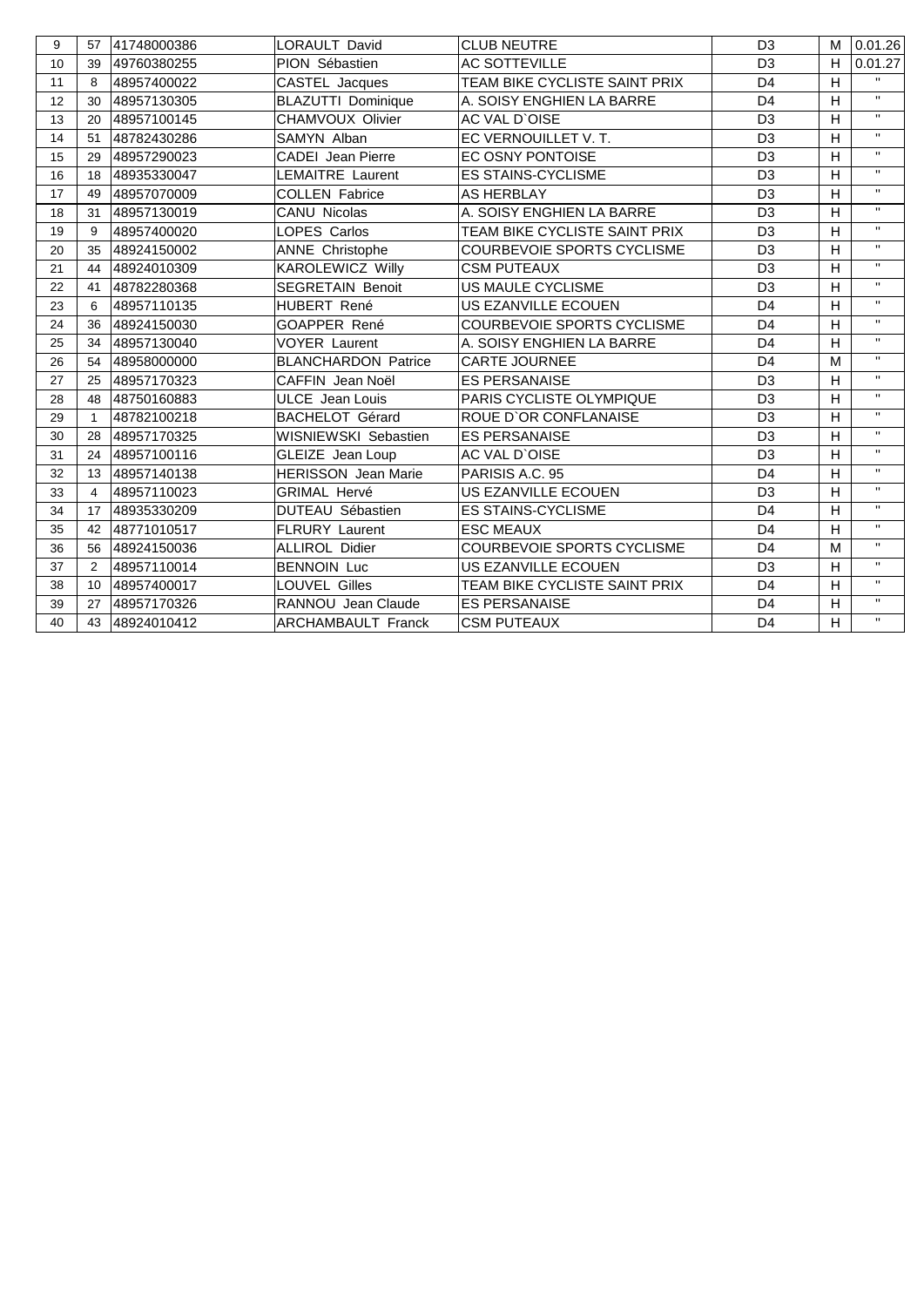| 9 | 57 | 41748000386 | LORAULT David | CLUB NEUTRE | D3 | M | 0.01.26 |
|---|---|---|---|---|---|---|---|
| 10 | 39 | 49760380255 | PION Sébastien | AC SOTTEVILLE | D3 | H | 0.01.27 |
| 11 | 8 | 48957400022 | CASTEL Jacques | TEAM BIKE CYCLISTE SAINT PRIX | D4 | H | " |
| 12 | 30 | 48957130305 | BLAZUTTI Dominique | A. SOISY ENGHIEN LA BARRE | D4 | H | " |
| 13 | 20 | 48957100145 | CHAMVOUX Olivier | AC VAL D`OISE | D3 | H | " |
| 14 | 51 | 48782430286 | SAMYN Alban | EC VERNOUILLET V. T. | D3 | H | " |
| 15 | 29 | 48957290023 | CADEI Jean Pierre | EC OSNY PONTOISE | D3 | H | " |
| 16 | 18 | 48935330047 | LEMAITRE Laurent | ES STAINS-CYCLISME | D3 | H | " |
| 17 | 49 | 48957070009 | COLLEN Fabrice | AS HERBLAY | D3 | H | " |
| 18 | 31 | 48957130019 | CANU Nicolas | A. SOISY ENGHIEN LA BARRE | D3 | H | " |
| 19 | 9 | 48957400020 | LOPES Carlos | TEAM BIKE CYCLISTE SAINT PRIX | D3 | H | " |
| 20 | 35 | 48924150002 | ANNE Christophe | COURBEVOIE SPORTS CYCLISME | D3 | H | " |
| 21 | 44 | 48924010309 | KAROLEWICZ Willy | CSM PUTEAUX | D3 | H | " |
| 22 | 41 | 48782280368 | SEGRETAIN Benoit | US MAULE CYCLISME | D3 | H | " |
| 23 | 6 | 48957110135 | HUBERT René | US EZANVILLE ECOUEN | D4 | H | " |
| 24 | 36 | 48924150030 | GOAPPER René | COURBEVOIE SPORTS CYCLISME | D4 | H | " |
| 25 | 34 | 48957130040 | VOYER Laurent | A. SOISY ENGHIEN LA BARRE | D4 | H | " |
| 26 | 54 | 48958000000 | BLANCHARDON Patrice | CARTE JOURNEE | D4 | M | " |
| 27 | 25 | 48957170323 | CAFFIN Jean Noël | ES PERSANAISE | D3 | H | " |
| 28 | 48 | 48750160883 | ULCE Jean Louis | PARIS CYCLISTE OLYMPIQUE | D3 | H | " |
| 29 | 1 | 48782100218 | BACHELOT Gérard | ROUE D`OR CONFLANAISE | D3 | H | " |
| 30 | 28 | 48957170325 | WISNIEWSKI Sebastien | ES PERSANAISE | D3 | H | " |
| 31 | 24 | 48957100116 | GLEIZE Jean Loup | AC VAL D`OISE | D3 | H | " |
| 32 | 13 | 48957140138 | HERISSON Jean Marie | PARISIS A.C. 95 | D4 | H | " |
| 33 | 4 | 48957110023 | GRIMAL Hervé | US EZANVILLE ECOUEN | D3 | H | " |
| 34 | 17 | 48935330209 | DUTEAU Sébastien | ES STAINS-CYCLISME | D4 | H | " |
| 35 | 42 | 48771010517 | FLRURY Laurent | ESC MEAUX | D4 | H | " |
| 36 | 56 | 48924150036 | ALLIROL Didier | COURBEVOIE SPORTS CYCLISME | D4 | M | " |
| 37 | 2 | 48957110014 | BENNOIN Luc | US EZANVILLE ECOUEN | D3 | H | " |
| 38 | 10 | 48957400017 | LOUVEL Gilles | TEAM BIKE CYCLISTE SAINT PRIX | D4 | H | " |
| 39 | 27 | 48957170326 | RANNOU Jean Claude | ES PERSANAISE | D4 | H | " |
| 40 | 43 | 48924010412 | ARCHAMBAULT Franck | CSM PUTEAUX | D4 | H | " |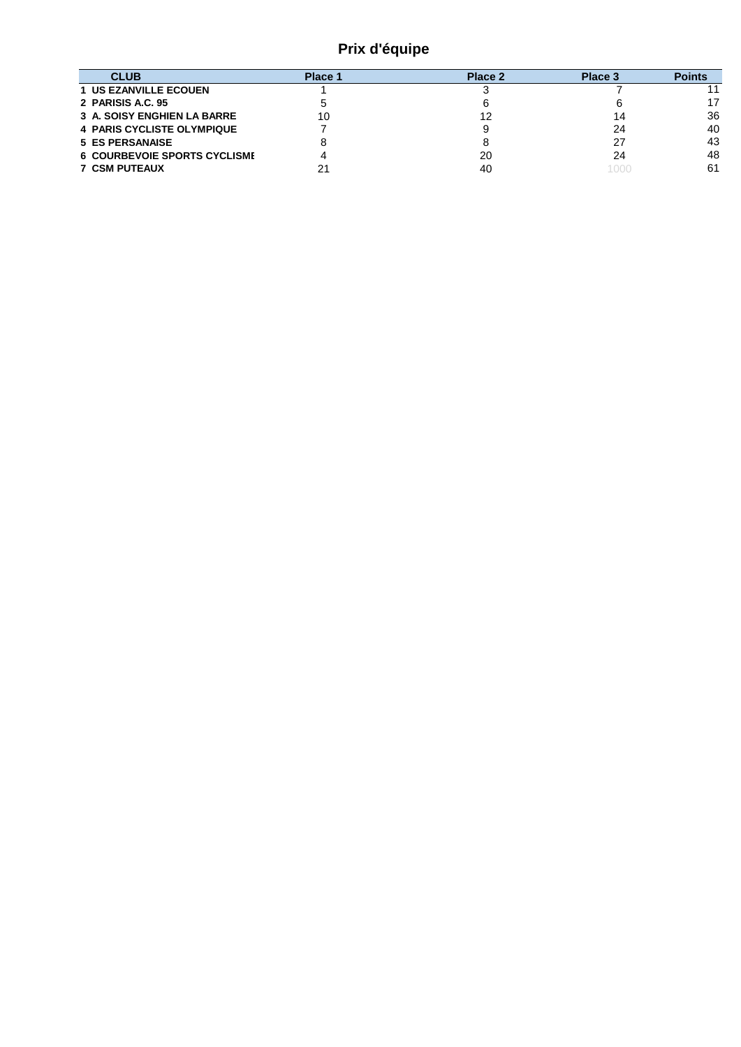# Prix d'équipe

| CLUB | Place 1 | Place 2 | Place 3 | Points |
|---|---|---|---|---|
| 1 US EZANVILLE ECOUEN | 1 | 3 | 7 | 11 |
| 2 PARISIS A.C. 95 | 5 | 6 | 6 | 17 |
| 3 A. SOISY ENGHIEN LA BARRE | 10 | 12 | 14 | 36 |
| 4 PARIS CYCLISTE OLYMPIQUE | 7 | 9 | 24 | 40 |
| 5 ES PERSANAISE | 8 | 8 | 27 | 43 |
| 6 COURBEVOIE SPORTS CYCLISME | 4 | 20 | 24 | 48 |
| 7 CSM PUTEAUX | 21 | 40 | 1000 | 61 |